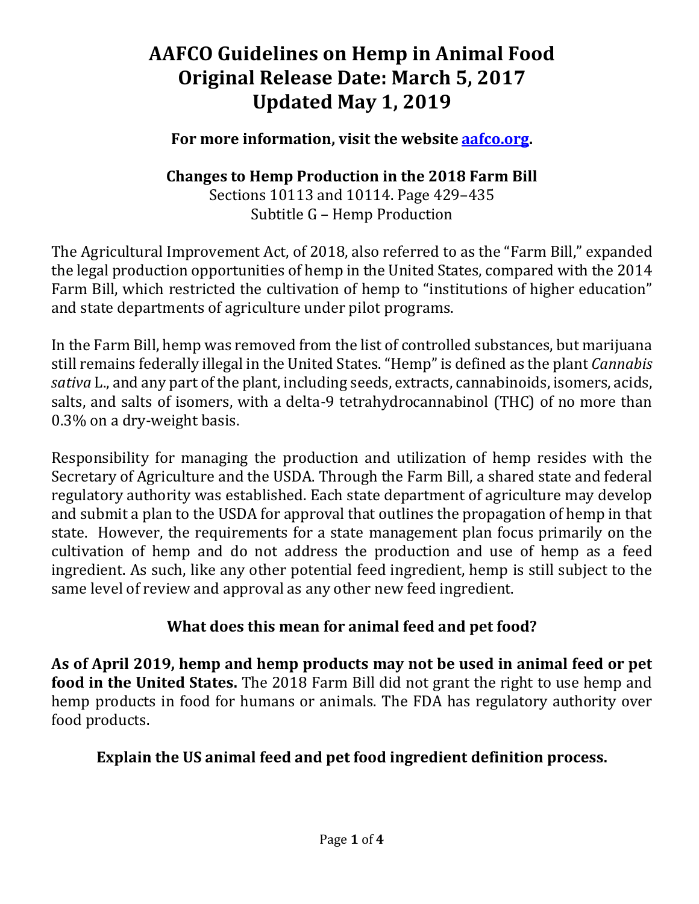# AAFCO Guidelines on Hemp in Animal Food
# Original Release Date: March 5, 2017
# Updated May 1, 2019

**For more information, visit the website [aafco.org](aafco.org).**

## Changes to Hemp Production in the 2018 Farm Bill

Sections 10113 and 10114. Page 429–435
Subtitle G – Hemp Production

The Agricultural Improvement Act, of 2018, also referred to as the "Farm Bill," expanded the legal production opportunities of hemp in the United States, compared with the 2014 Farm Bill, which restricted the cultivation of hemp to "institutions of higher education" and state departments of agriculture under pilot programs.

In the Farm Bill, hemp was removed from the list of controlled substances, but marijuana still remains federally illegal in the United States. "Hemp" is defined as the plant *Cannabis sativa* L., and any part of the plant, including seeds, extracts, cannabinoids, isomers, acids, salts, and salts of isomers, with a delta-9 tetrahydrocannabinol (THC) of no more than 0.3% on a dry-weight basis.

Responsibility for managing the production and utilization of hemp resides with the Secretary of Agriculture and the USDA. Through the Farm Bill, a shared state and federal regulatory authority was established. Each state department of agriculture may develop and submit a plan to the USDA for approval that outlines the propagation of hemp in that state. However, the requirements for a state management plan focus primarily on the cultivation of hemp and do not address the production and use of hemp as a feed ingredient. As such, like any other potential feed ingredient, hemp is still subject to the same level of review and approval as any other new feed ingredient.

## What does this mean for animal feed and pet food?

**As of April 2019, hemp and hemp products may not be used in animal feed or pet food in the United States.** The 2018 Farm Bill did not grant the right to use hemp and hemp products in food for humans or animals. The FDA has regulatory authority over food products.

## Explain the US animal feed and pet food ingredient definition process.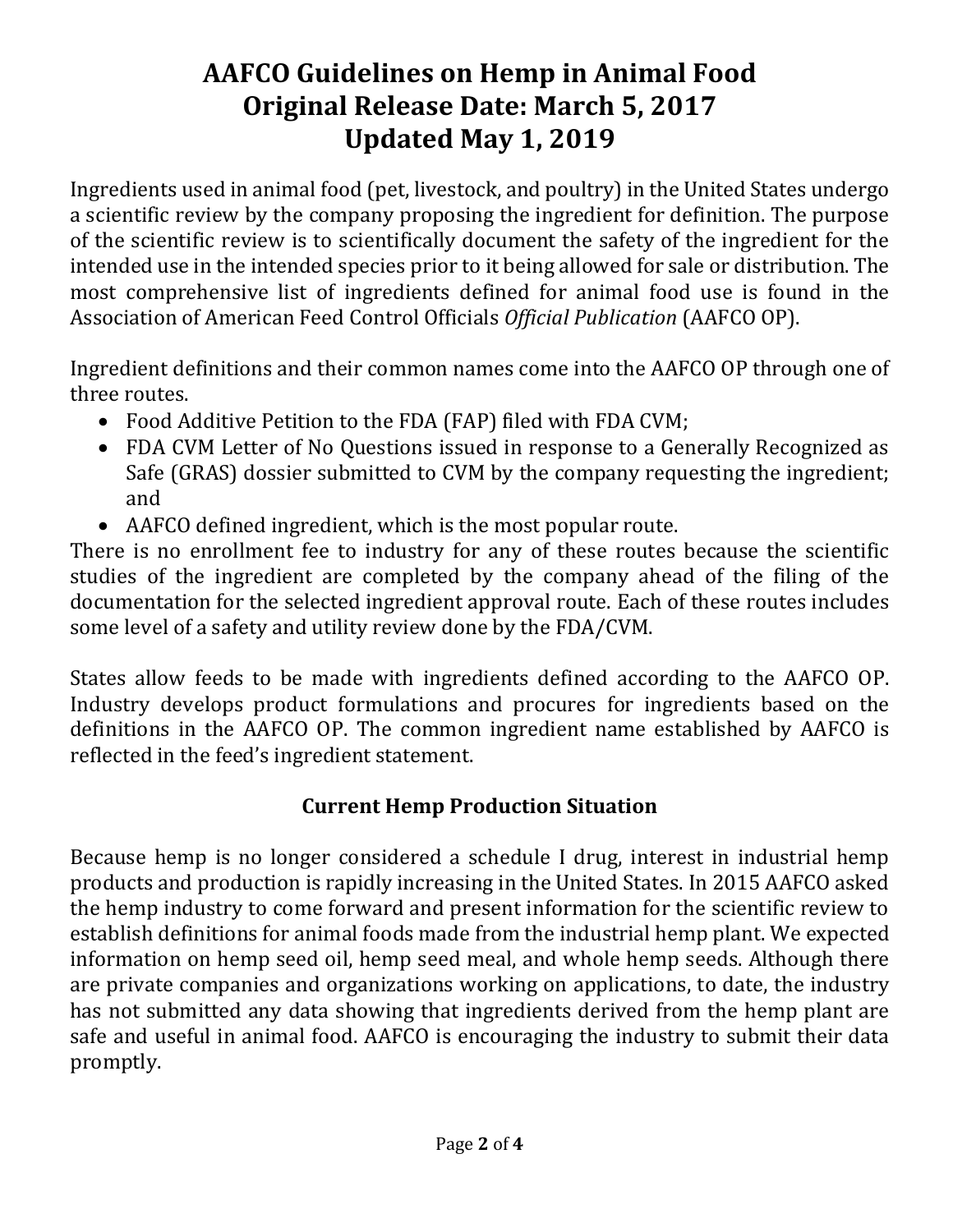# AAFCO Guidelines on Hemp in Animal Food
# Original Release Date: March 5, 2017
# Updated May 1, 2019

Ingredients used in animal food (pet, livestock, and poultry) in the United States undergo a scientific review by the company proposing the ingredient for definition. The purpose of the scientific review is to scientifically document the safety of the ingredient for the intended use in the intended species prior to it being allowed for sale or distribution. The most comprehensive list of ingredients defined for animal food use is found in the Association of American Feed Control Officials *Official Publication* (AAFCO OP).

Ingredient definitions and their common names come into the AAFCO OP through one of three routes.

- Food Additive Petition to the FDA (FAP) filed with FDA CVM;
- FDA CVM Letter of No Questions issued in response to a Generally Recognized as Safe (GRAS) dossier submitted to CVM by the company requesting the ingredient; and
- AAFCO defined ingredient, which is the most popular route.

There is no enrollment fee to industry for any of these routes because the scientific studies of the ingredient are completed by the company ahead of the filing of the documentation for the selected ingredient approval route. Each of these routes includes some level of a safety and utility review done by the FDA/CVM.

States allow feeds to be made with ingredients defined according to the AAFCO OP. Industry develops product formulations and procures for ingredients based on the definitions in the AAFCO OP. The common ingredient name established by AAFCO is reflected in the feed's ingredient statement.

## Current Hemp Production Situation

Because hemp is no longer considered a schedule I drug, interest in industrial hemp products and production is rapidly increasing in the United States. In 2015 AAFCO asked the hemp industry to come forward and present information for the scientific review to establish definitions for animal foods made from the industrial hemp plant. We expected information on hemp seed oil, hemp seed meal, and whole hemp seeds. Although there are private companies and organizations working on applications, to date, the industry has not submitted any data showing that ingredients derived from the hemp plant are safe and useful in animal food. AAFCO is encouraging the industry to submit their data promptly.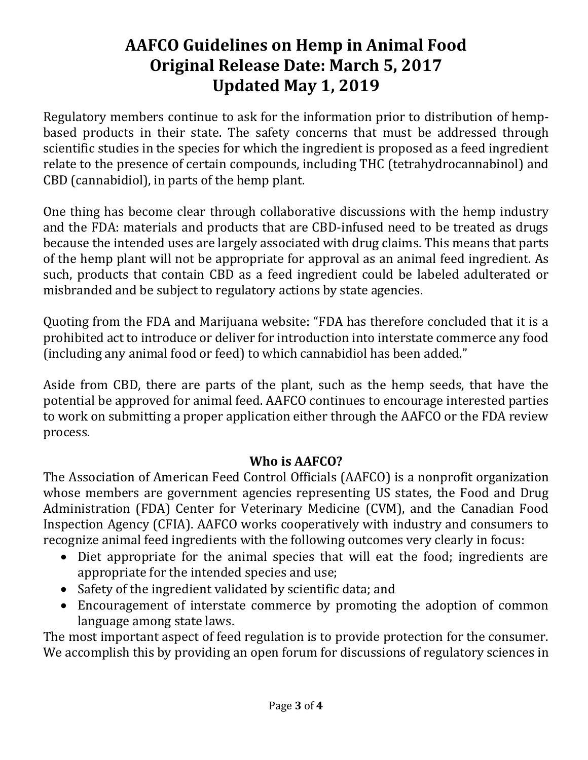# AAFCO Guidelines on Hemp in Animal Food
## Original Release Date: March 5, 2017
## Updated May 1, 2019

Regulatory members continue to ask for the information prior to distribution of hemp-based products in their state. The safety concerns that must be addressed through scientific studies in the species for which the ingredient is proposed as a feed ingredient relate to the presence of certain compounds, including THC (tetrahydrocannabinol) and CBD (cannabidiol), in parts of the hemp plant.

One thing has become clear through collaborative discussions with the hemp industry and the FDA: materials and products that are CBD-infused need to be treated as drugs because the intended uses are largely associated with drug claims. This means that parts of the hemp plant will not be appropriate for approval as an animal feed ingredient. As such, products that contain CBD as a feed ingredient could be labeled adulterated or misbranded and be subject to regulatory actions by state agencies.

Quoting from the FDA and Marijuana website: "FDA has therefore concluded that it is a prohibited act to introduce or deliver for introduction into interstate commerce any food (including any animal food or feed) to which cannabidiol has been added."

Aside from CBD, there are parts of the plant, such as the hemp seeds, that have the potential be approved for animal feed. AAFCO continues to encourage interested parties to work on submitting a proper application either through the AAFCO or the FDA review process.

### Who is AAFCO?

The Association of American Feed Control Officials (AAFCO) is a nonprofit organization whose members are government agencies representing US states, the Food and Drug Administration (FDA) Center for Veterinary Medicine (CVM), and the Canadian Food Inspection Agency (CFIA). AAFCO works cooperatively with industry and consumers to recognize animal feed ingredients with the following outcomes very clearly in focus:

- Diet appropriate for the animal species that will eat the food; ingredients are appropriate for the intended species and use;
- Safety of the ingredient validated by scientific data; and
- Encouragement of interstate commerce by promoting the adoption of common language among state laws.

The most important aspect of feed regulation is to provide protection for the consumer. We accomplish this by providing an open forum for discussions of regulatory sciences in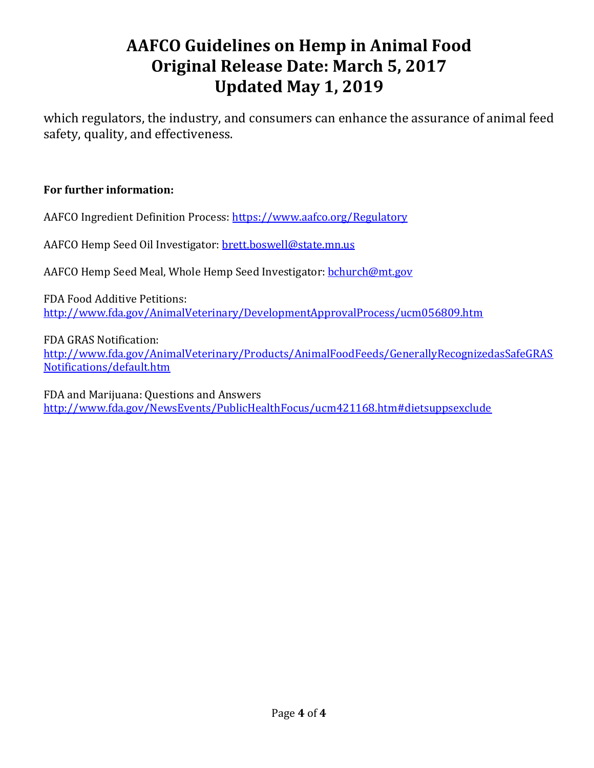which regulators, the industry, and consumers can enhance the assurance of animal feed safety, quality, and effectiveness.

**For further information:**

AAFCO Ingredient Definition Process: https://www.aafco.org/Regulatory

AAFCO Hemp Seed Oil Investigator: brett.boswell@state.mn.us

AAFCO Hemp Seed Meal, Whole Hemp Seed Investigator: bchurch@mt.gov

FDA Food Additive Petitions:
http://www.fda.gov/AnimalVeterinary/DevelopmentApprovalProcess/ucm056809.htm

FDA GRAS Notification:
http://www.fda.gov/AnimalVeterinary/Products/AnimalFoodFeeds/GenerallyRecognizedasSafeGRASNotifications/default.htm

FDA and Marijuana: Questions and Answers
http://www.fda.gov/NewsEvents/PublicHealthFocus/ucm421168.htm#dietsuppsexclude